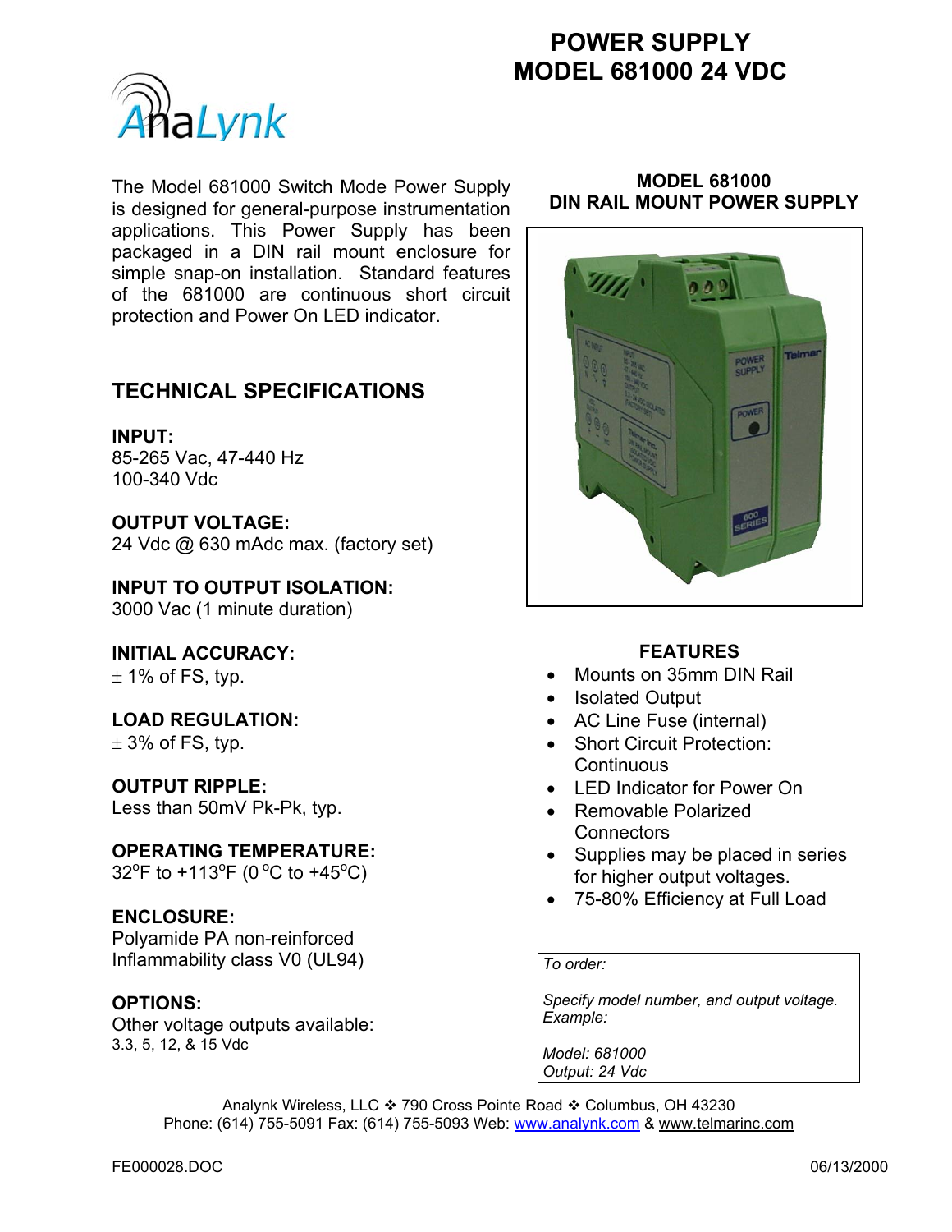# POWER SUPPLY
# MODEL 681000 24 VDC

The Model 681000 Switch Mode Power Supply is designed for general-purpose instrumentation applications. This Power Supply has been packaged in a DIN rail mount enclosure for simple snap-on installation. Standard features of the 681000 are continuous short circuit protection and Power On LED indicator.

**MODEL 681000**
**DIN RAIL MOUNT POWER SUPPLY**

## TECHNICAL SPECIFICATIONS

**INPUT:**
85-265 Vac, 47-440 Hz
100-340 Vdc

**OUTPUT VOLTAGE:**
24 Vdc @ 630 mAdc max. (factory set)

**INPUT TO OUTPUT ISOLATION:**
3000 Vac (1 minute duration)

**INITIAL ACCURACY:**
± 1% of FS, typ.

**LOAD REGULATION:**
± 3% of FS, typ.

**OUTPUT RIPPLE:**
Less than 50mV Pk-Pk, typ.

**OPERATING TEMPERATURE:**
32°F to +113°F (0 °C to +45°C)

**ENCLOSURE:**
Polyamide PA non-reinforced
Inflammability class V0 (UL94)

**OPTIONS:**
Other voltage outputs available:
3.3, 5, 12, & 15 Vdc

### FEATURES

- Mounts on 35mm DIN Rail
- Isolated Output
- AC Line Fuse (internal)
- Short Circuit Protection: Continuous
- LED Indicator for Power On
- Removable Polarized Connectors
- Supplies may be placed in series for higher output voltages.
- 75-80% Efficiency at Full Load

*To order:*

*Specify model number, and output voltage. Example:*

*Model: 681000*
*Output: 24 Vdc*

Analynk Wireless, LLC ❖ 790 Cross Pointe Road ❖ Columbus, OH 43230
Phone: (614) 755-5091 Fax: (614) 755-5093 Web: www.analynk.com & www.telmarinc.com

FE000028.DOC 06/13/2000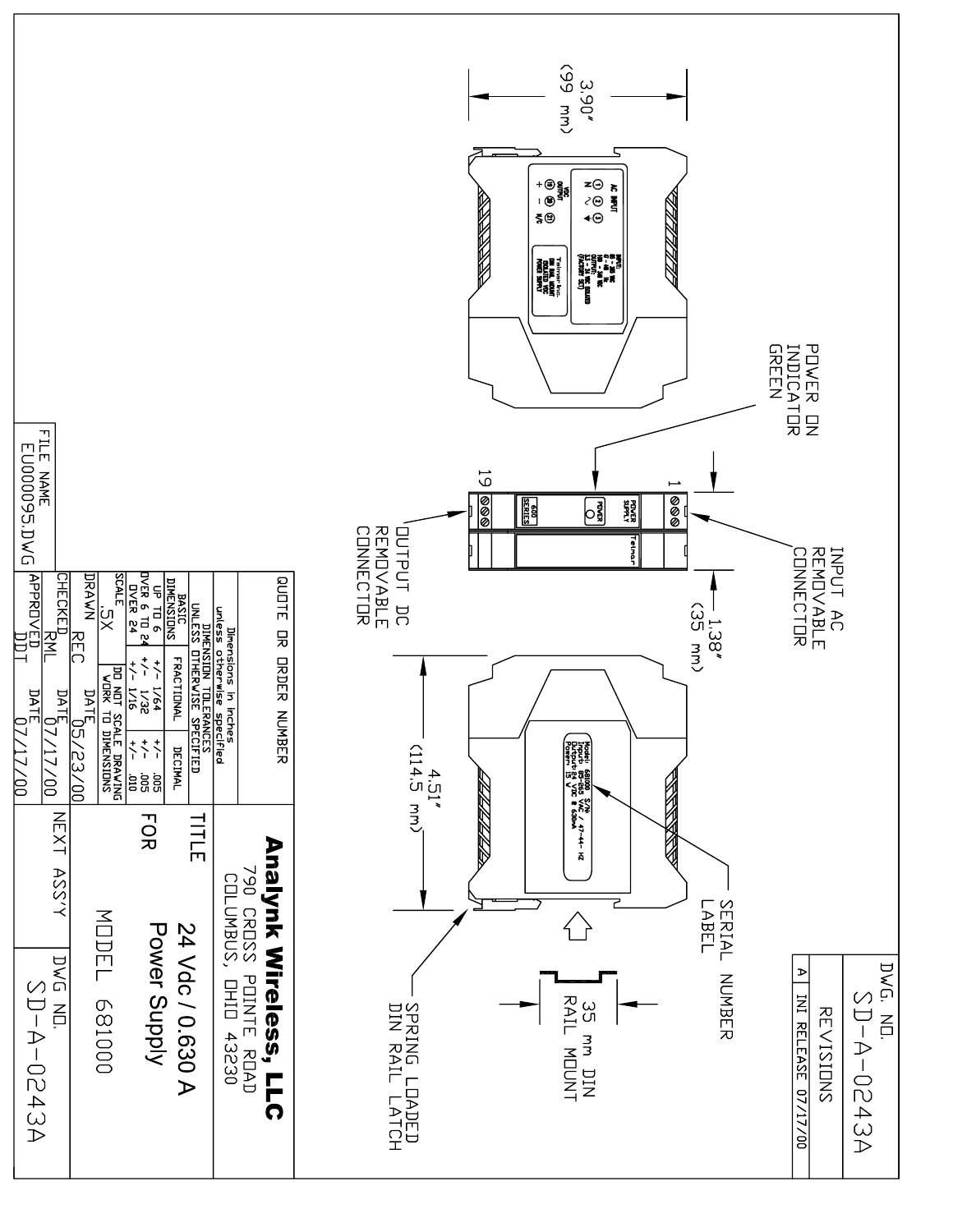DWG. NO.
SD-A-0243A

REVISIONS

| | |
|---|---|
| A | INI RELEASE 07/17/00 |

3.90"
(99 mm)

POWER ON
INDICATOR
GREEN

INPUT AC
REMOVABLE
CONNECTOR

OUTPUT DC
REMOVABLE
CONNECTOR

1.38"
(35 mm)

SERIAL NUMBER
LABEL

35 mm DIN
RAIL MOUNT

4.51"
(114.5 mm)

SPRING LOADED
DIN RAIL LATCH

AC INPUT
1 2 3
N ~ ⏚

VDC OUTPUT
19 20 21
+ − N/C

INPUT:
85 - 265 VAC
47 - 440 Hz
OUTPUT:
24 VDC ISOLATED
(FACTORY SET)

Telmar Inc.
DIN RAIL MOUNT
ISOLATED VDC
POWER SUPPLY

POWER SUPPLY
POWER
600 SERIES
Telmar

1
19

Model: 681000 S/N:
Input: 85-265 VAC / 47-440 HZ
Output: 24 VDC @ 630mA
Power: 15 W

QUOTE OR ORDER NUMBER

Dimensions in inches
unless otherwise specified

DIMENSION TOLERANCES
UNLESS OTHERWISE SPECIFIED

| BASIC DIMENSIONS | FRACTIONAL | DECIMAL |
|---|---|---|
| UP TO 6 | +/- 1/64 | +/- .005 |
| OVER 6 TO 24 | +/- 1/32 | +/- .005 |
| OVER 24 | +/- 1/16 | +/- .010 |

SCALE .5X — DO NOT SCALE DRAWING WORK TO DIMENSIONS

| | | DATE |
|---|---|---|
| DRAWN | REC | 05/23/00 |
| CHECKED | RML | 07/17/00 |
| APPROVED | DDT | 07/17/00 |

**Analynk Wireless, LLC**
790 CROSS POINTE ROAD
COLUMBUS, OHIO 43230

TITLE
24 Vdc / 0.630 A
Power Supply

FOR
MODEL 681000

NEXT ASS'Y

DWG NO.
SD-A-0243A

FILE NAME
EU000095.DWG